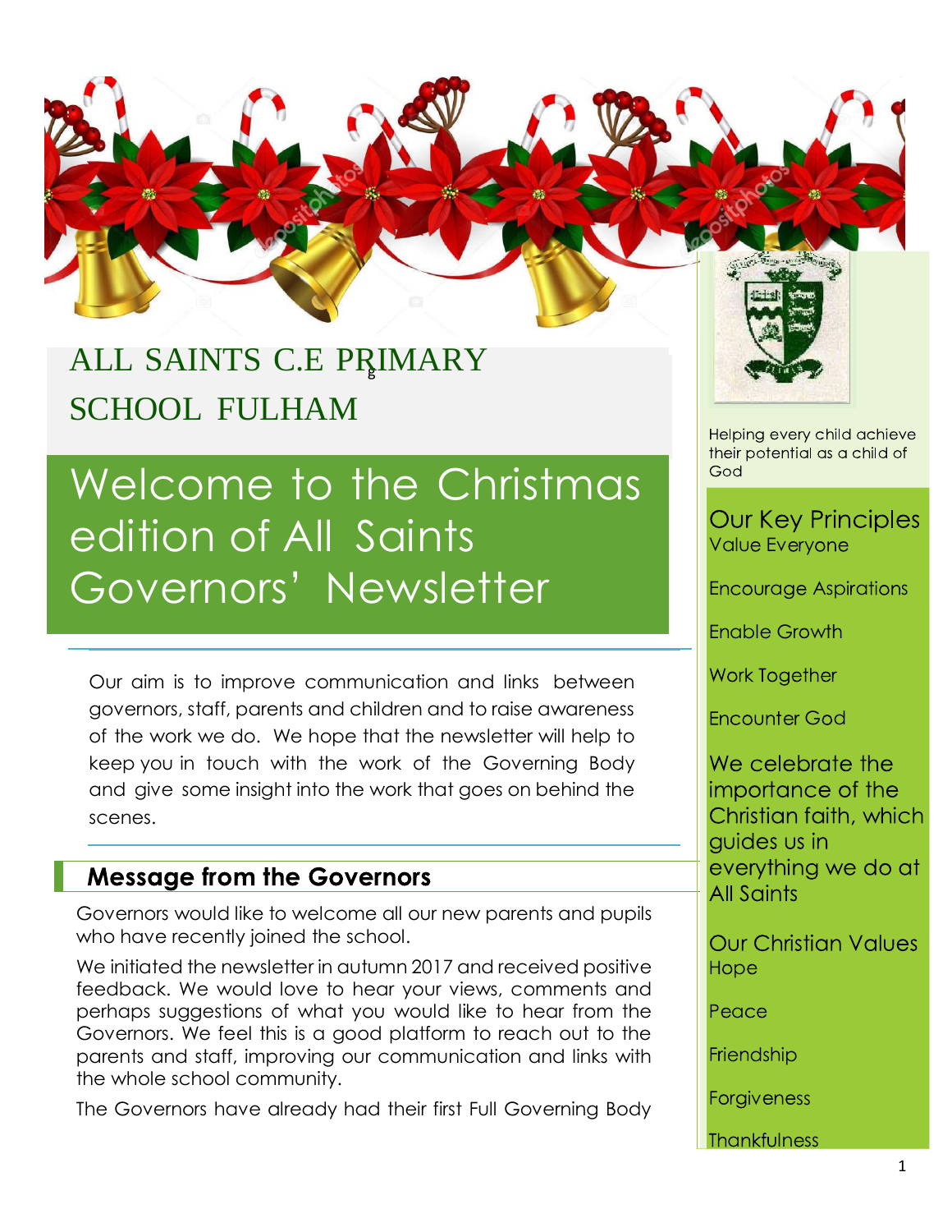# ALL SAINTS C.E PRIMARY SCHOOL FULHAM

## Welcome to the Christmas edition of All Saints Governors' Newsletter

Our aim is to improve communication and links between governors, staff, parents and children and to raise awareness of the work we do. We hope that the newsletter will help to keep you in touch with the work of the Governing Body and give some insight into the work that goes on behind the scenes.

## Message from the Governors

Governors would like to welcome all our new parents and pupils who have recently joined the school.

We initiated the newsletter in autumn 2017 and received positive feedback. We would love to hear your views, comments and perhaps suggestions of what you would like to hear from the Governors. We feel this is a good platform to reach out to the parents and staff, improving our communication and links with the whole school community.

The Governors have already had their first Full Governing Body

---

Helping every child achieve their potential as a child of God

### Our Key Principles

Value Everyone

Encourage Aspirations

Enable Growth

Work Together

Encounter God

We celebrate the importance of the Christian faith, which guides us in everything we do at All Saints

### Our Christian Values

Hope

Peace

Friendship

Forgiveness

Thankfulness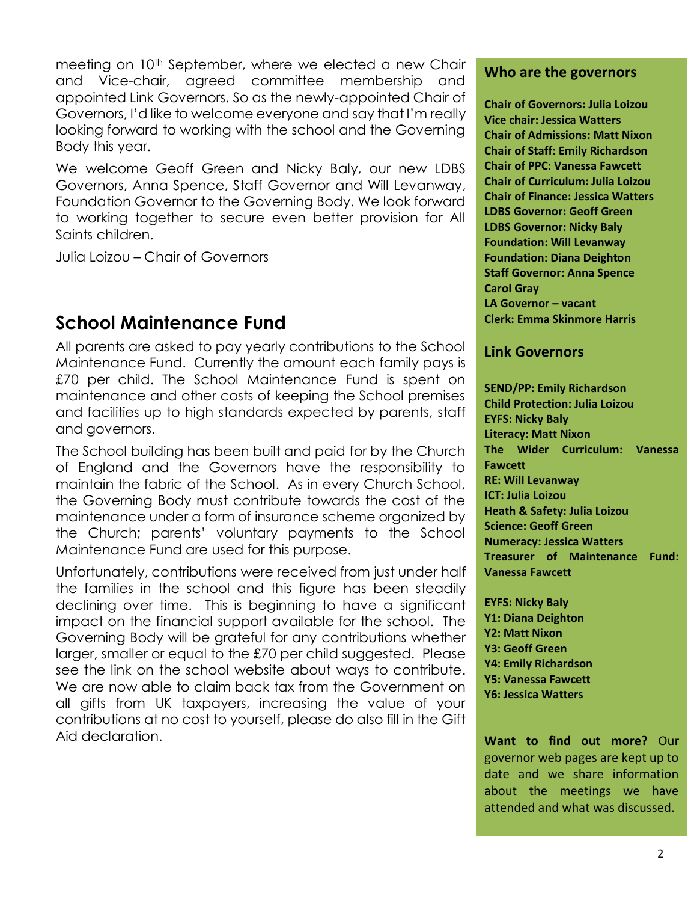meeting on 10th September, where we elected a new Chair and Vice-chair, agreed committee membership and appointed Link Governors. So as the newly-appointed Chair of Governors, I'd like to welcome everyone and say that I'm really looking forward to working with the school and the Governing Body this year.

We welcome Geoff Green and Nicky Baly, our new LDBS Governors, Anna Spence, Staff Governor and Will Levanway, Foundation Governor to the Governing Body. We look forward to working together to secure even better provision for All Saints children.

Julia Loizou – Chair of Governors

## School Maintenance Fund

All parents are asked to pay yearly contributions to the School Maintenance Fund. Currently the amount each family pays is £70 per child. The School Maintenance Fund is spent on maintenance and other costs of keeping the School premises and facilities up to high standards expected by parents, staff and governors.

The School building has been built and paid for by the Church of England and the Governors have the responsibility to maintain the fabric of the School. As in every Church School, the Governing Body must contribute towards the cost of the maintenance under a form of insurance scheme organized by the Church; parents' voluntary payments to the School Maintenance Fund are used for this purpose.

Unfortunately, contributions were received from just under half the families in the school and this figure has been steadily declining over time. This is beginning to have a significant impact on the financial support available for the school. The Governing Body will be grateful for any contributions whether larger, smaller or equal to the £70 per child suggested. Please see the link on the school website about ways to contribute. We are now able to claim back tax from the Government on all gifts from UK taxpayers, increasing the value of your contributions at no cost to yourself, please do also fill in the Gift Aid declaration.

### Who are the governors

**Chair of Governors: Julia Loizou**
**Vice chair: Jessica Watters**
**Chair of Admissions: Matt Nixon**
**Chair of Staff: Emily Richardson**
**Chair of PPC: Vanessa Fawcett**
**Chair of Curriculum: Julia Loizou**
**Chair of Finance: Jessica Watters**
**LDBS Governor: Geoff Green**
**LDBS Governor: Nicky Baly**
**Foundation: Will Levanway**
**Foundation: Diana Deighton**
**Staff Governor: Anna Spence**
**Carol Gray**
**LA Governor – vacant**
**Clerk: Emma Skinmore Harris**

### Link Governors

**SEND/PP: Emily Richardson**
**Child Protection: Julia Loizou**
**EYFS: Nicky Baly**
**Literacy: Matt Nixon**
**The Wider Curriculum: Vanessa Fawcett**
**RE: Will Levanway**
**ICT: Julia Loizou**
**Heath & Safety: Julia Loizou**
**Science: Geoff Green**
**Numeracy: Jessica Watters**
**Treasurer of Maintenance Fund: Vanessa Fawcett**

**EYFS: Nicky Baly**
**Y1: Diana Deighton**
**Y2: Matt Nixon**
**Y3: Geoff Green**
**Y4: Emily Richardson**
**Y5: Vanessa Fawcett**
**Y6: Jessica Watters**

**Want to find out more?** Our governor web pages are kept up to date and we share information about the meetings we have attended and what was discussed.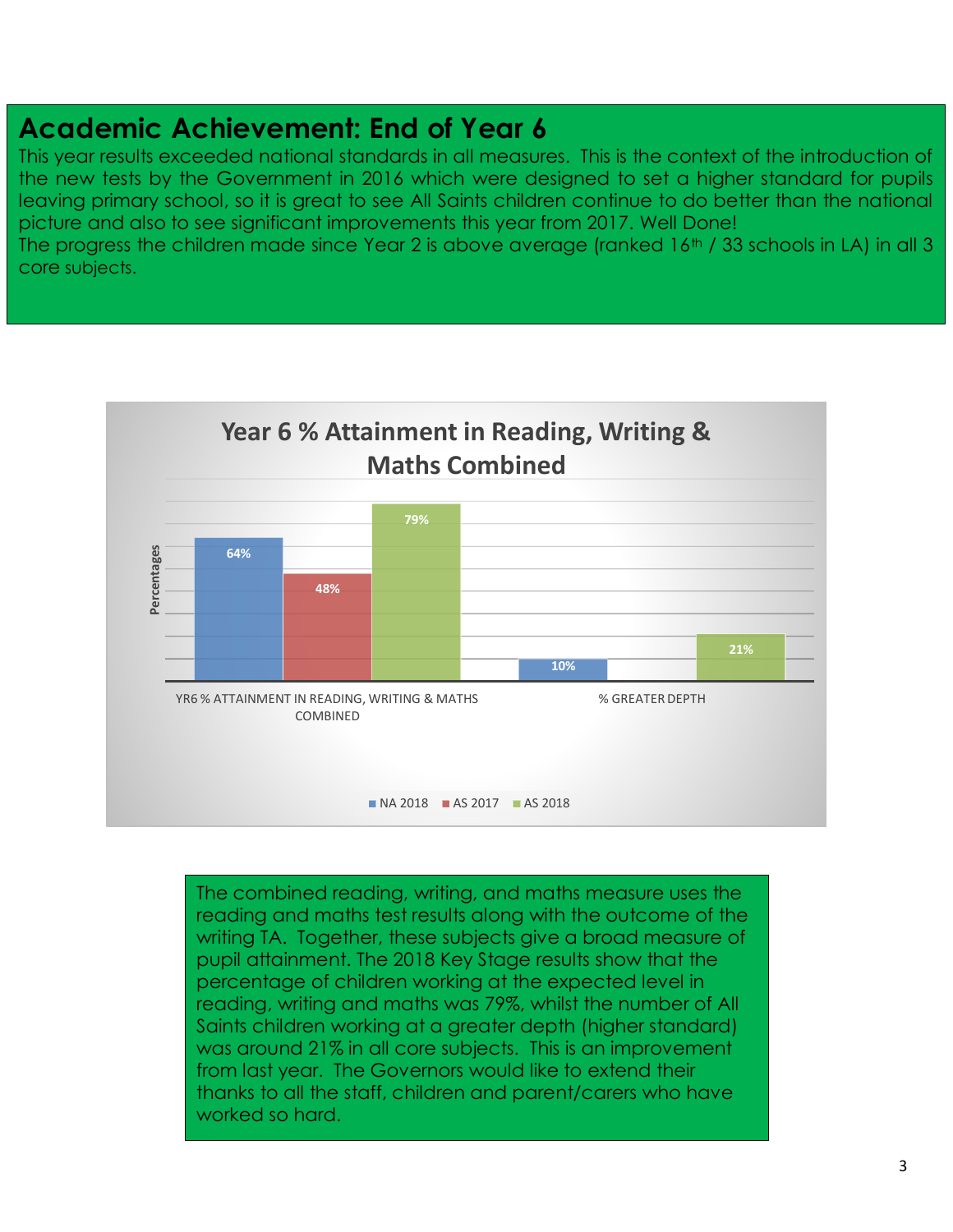## Academic Achievement: End of Year 6

This year results exceeded national standards in all measures. This is the context of the introduction of the new tests by the Government in 2016 which were designed to set a higher standard for pupils leaving primary school, so it is great to see All Saints children continue to do better than the national picture and also to see significant improvements this year from 2017. Well Done!

The progress the children made since Year 2 is above average (ranked 16th / 33 schools in LA) in all 3 core subjects.

**Year 6 % Attainment in Reading, Writing & Maths Combined**

| | NA 2018 | AS 2017 | AS 2018 |
|---|---|---|---|
| YR6 % ATTAINMENT IN READING, WRITING & MATHS COMBINED | 64% | 48% | 79% |
| % GREATER DEPTH | 10% | | 21% |

The combined reading, writing, and maths measure uses the reading and maths test results along with the outcome of the writing TA. Together, these subjects give a broad measure of pupil attainment. The 2018 Key Stage results show that the percentage of children working at the expected level in reading, writing and maths was 79%, whilst the number of All Saints children working at a greater depth (higher standard) was around 21% in all core subjects. This is an improvement from last year. The Governors would like to extend their thanks to all the staff, children and parent/carers who have worked so hard.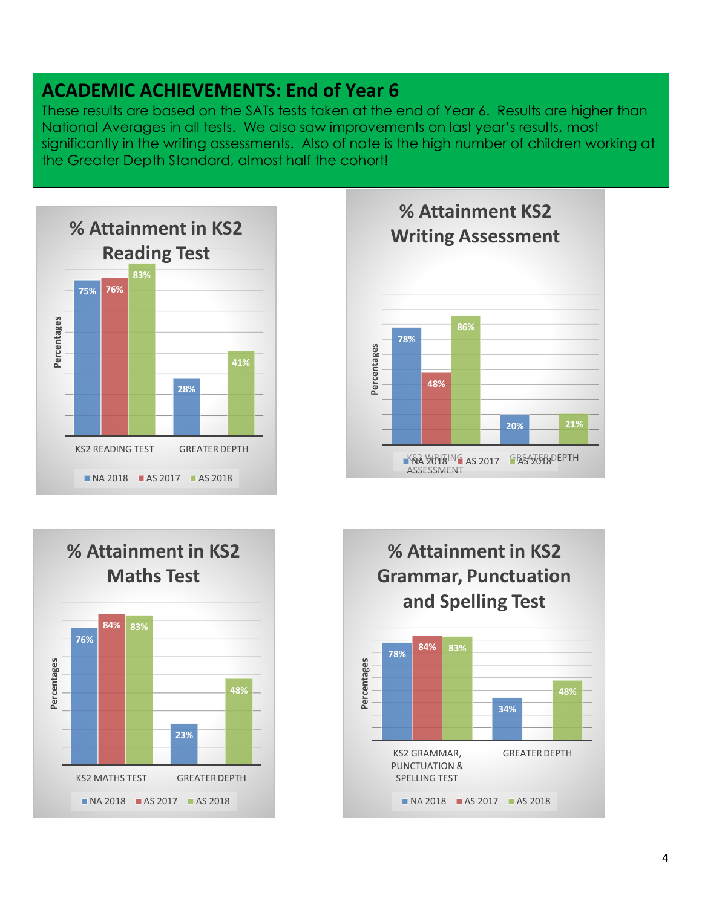## ACADEMIC ACHIEVEMENTS: End of Year 6

These results are based on the SATs tests taken at the end of Year 6. Results are higher than National Averages in all tests. We also saw improvements on last year's results, most significantly in the writing assessments. Also of note is the high number of children working at the Greater Depth Standard, almost half the cohort!

### % Attainment in KS2 Reading Test

| Percentages | NA 2018 | AS 2017 | AS 2018 |
|---|---|---|---|
| KS2 READING TEST | 75% | 76% | 83% |
| GREATER DEPTH | 28% | | 41% |

### % Attainment KS2 Writing Assessment

| Percentages | NA 2018 | AS 2017 | AS 2018 |
|---|---|---|---|
| KS2 WRITING ASSESSMENT | 78% | 48% | 86% |
| GREATER DEPTH | 20% | | 21% |

### % Attainment in KS2 Maths Test

| Percentages | NA 2018 | AS 2017 | AS 2018 |
|---|---|---|---|
| KS2 MATHS TEST | 76% | 84% | 83% |
| GREATER DEPTH | 23% | | 48% |

### % Attainment in KS2 Grammar, Punctuation and Spelling Test

| Percentages | NA 2018 | AS 2017 | AS 2018 |
|---|---|---|---|
| KS2 GRAMMAR, PUNCTUATION & SPELLING TEST | 78% | 84% | 83% |
| GREATER DEPTH | 34% | | 48% |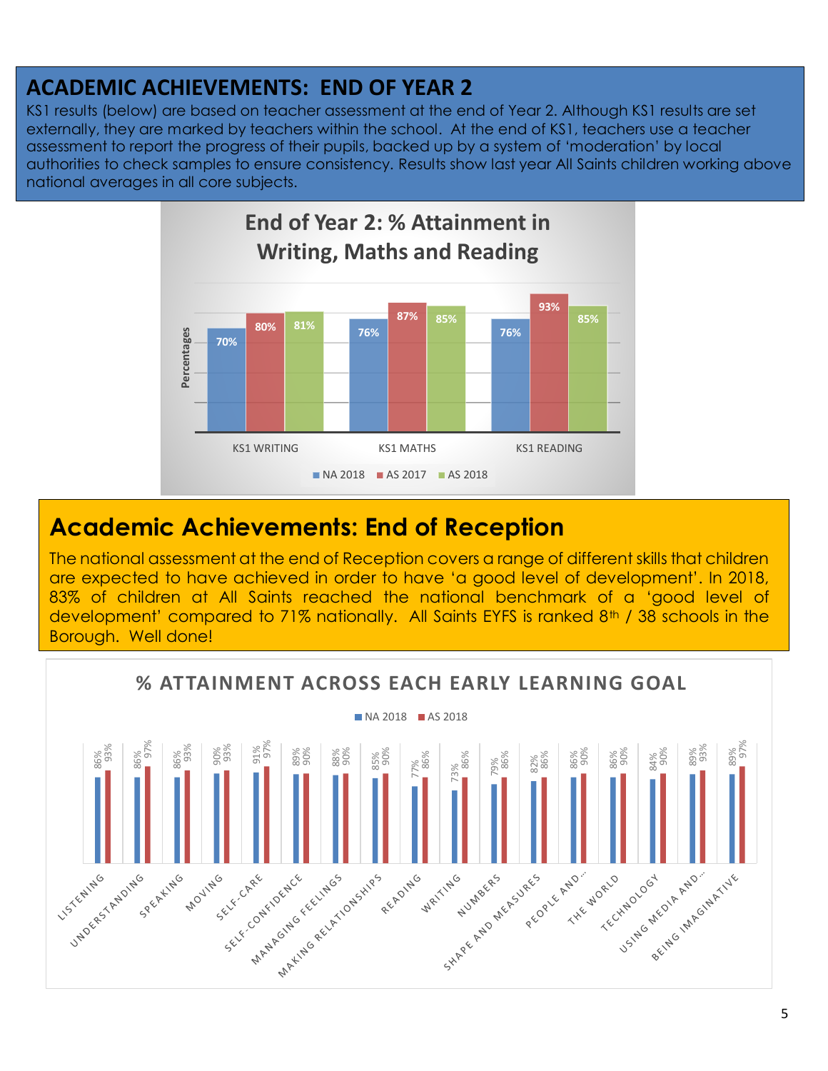## ACADEMIC ACHIEVEMENTS: END OF YEAR 2

KS1 results (below) are based on teacher assessment at the end of Year 2. Although KS1 results are set externally, they are marked by teachers within the school. At the end of KS1, teachers use a teacher assessment to report the progress of their pupils, backed up by a system of 'moderation' by local authorities to check samples to ensure consistency. Results show last year All Saints children working above national averages in all core subjects.

**End of Year 2: % Attainment in Writing, Maths and Reading**

| | NA 2018 | AS 2017 | AS 2018 |
|---|---|---|---|
| KS1 WRITING | 70% | 80% | 81% |
| KS1 MATHS | 76% | 87% | 85% |
| KS1 READING | 76% | 93% | 85% |

## Academic Achievements: End of Reception

The national assessment at the end of Reception covers a range of different skills that children are expected to have achieved in order to have 'a good level of development'. In 2018, 83% of children at All Saints reached the national benchmark of a 'good level of development' compared to 71% nationally. All Saints EYFS is ranked 8th / 38 schools in the Borough. Well done!

**% ATTAINMENT ACROSS EACH EARLY LEARNING GOAL**

| | NA 2018 | AS 2018 |
|---|---|---|
| LISTENING | 86% | 93% |
| UNDERSTANDING | 86% | 97% |
| SPEAKING | 86% | 93% |
| MOVING | 90% | 93% |
| SELF-CARE | 91% | 97% |
| SELF-CONFIDENCE | 89% | 90% |
| MANAGING FEELINGS | 88% | 90% |
| MAKING RELATIONSHIPS | 85% | 90% |
| READING | 77% | 86% |
| WRITING | 73% | 86% |
| NUMBERS | 79% | 86% |
| SHAPE AND MEASURES | 82% | 86% |
| PEOPLE AND ... | 86% | 90% |
| THE WORLD | 86% | 90% |
| TECHNOLOGY | 84% | 90% |
| USING MEDIA AND ... | 89% | 93% |
| BEING IMAGINATIVE | 89% | 97% |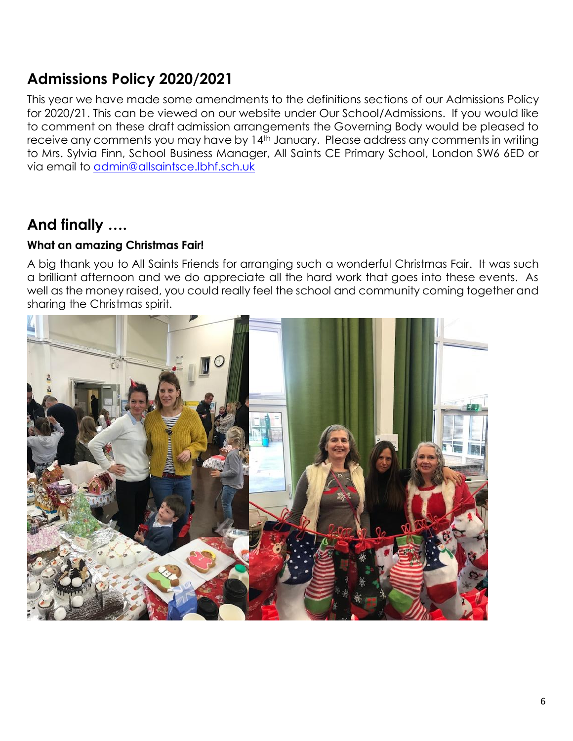## Admissions Policy 2020/2021

This year we have made some amendments to the definitions sections of our Admissions Policy for 2020/21. This can be viewed on our website under Our School/Admissions. If you would like to comment on these draft admission arrangements the Governing Body would be pleased to receive any comments you may have by 14th January. Please address any comments in writing to Mrs. Sylvia Finn, School Business Manager, All Saints CE Primary School, London SW6 6ED or via email to admin@allsaintsce.lbhf.sch.uk

## And finally ….

**What an amazing Christmas Fair!**

A big thank you to All Saints Friends for arranging such a wonderful Christmas Fair. It was such a brilliant afternoon and we do appreciate all the hard work that goes into these events. As well as the money raised, you could really feel the school and community coming together and sharing the Christmas spirit.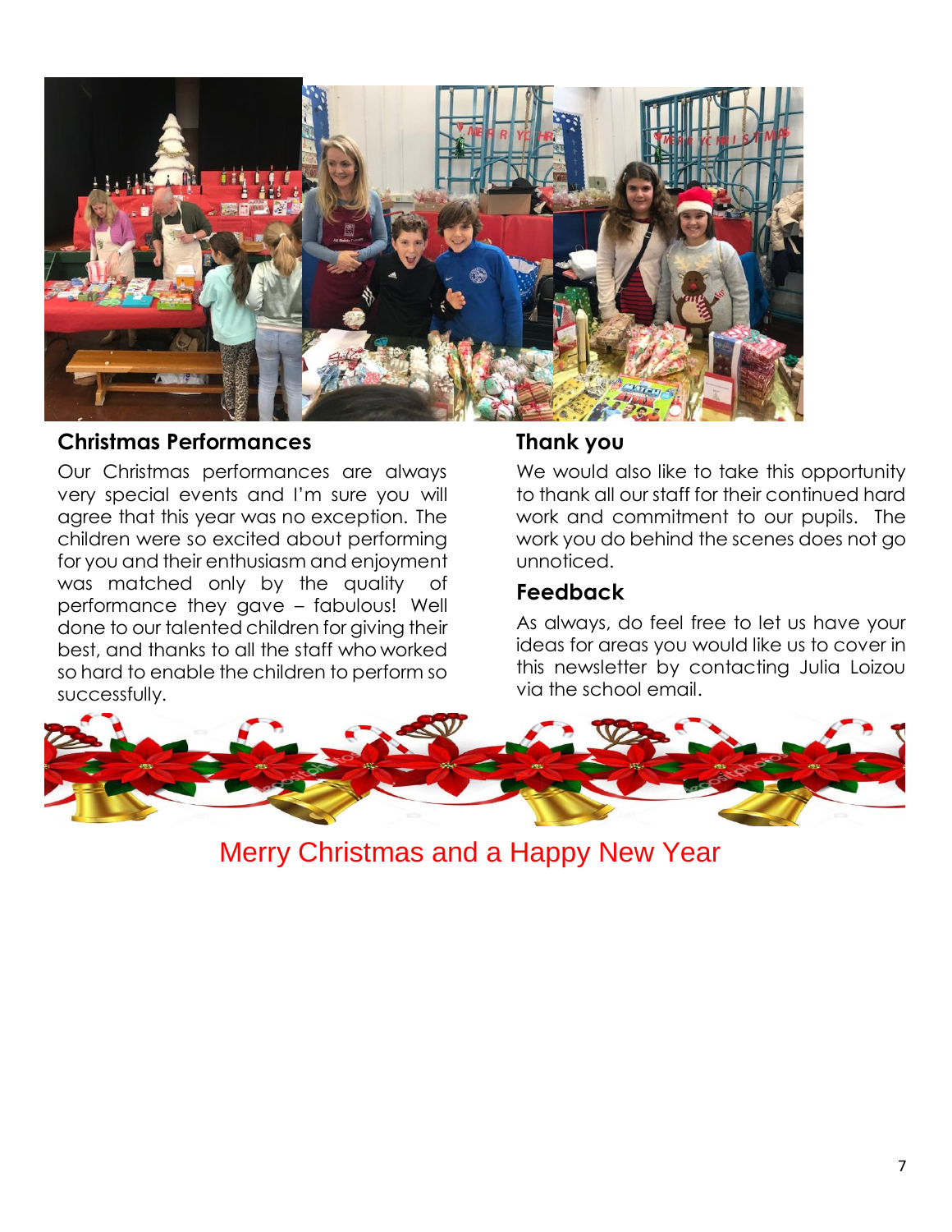## Christmas Performances

Our Christmas performances are always very special events and I'm sure you will agree that this year was no exception. The children were so excited about performing for you and their enthusiasm and enjoyment was matched only by the quality of performance they gave – fabulous! Well done to our talented children for giving their best, and thanks to all the staff who worked so hard to enable the children to perform so successfully.

## Thank you

We would also like to take this opportunity to thank all our staff for their continued hard work and commitment to our pupils. The work you do behind the scenes does not go unnoticed.

## Feedback

As always, do feel free to let us have your ideas for areas you would like us to cover in this newsletter by contacting Julia Loizou via the school email.

Merry Christmas and a Happy New Year